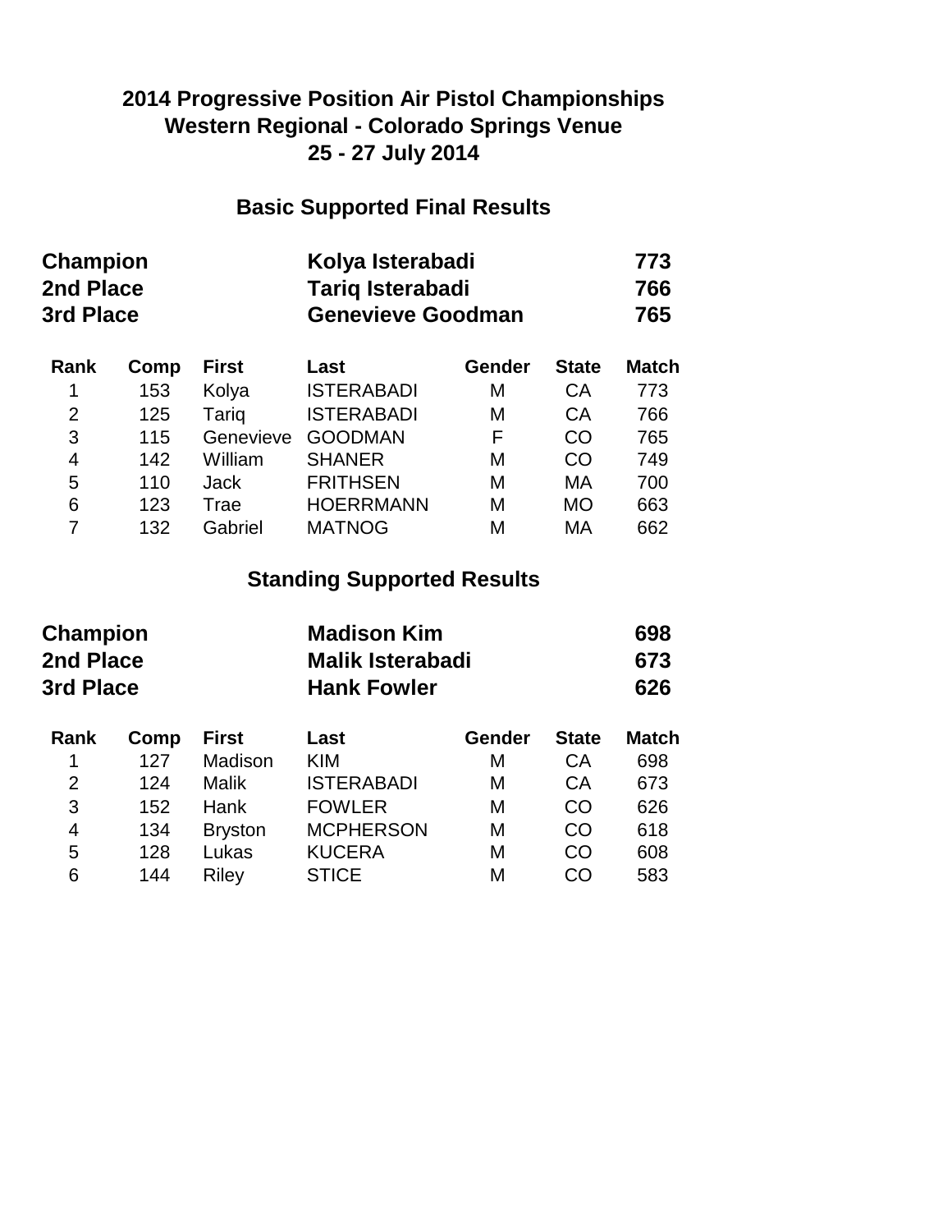# 2014 Progressive Position Air Pistol Championships
## Western Regional - Colorado Springs Venue
## 25 - 27 July 2014

### Basic Supported Final Results

| | | |
|---|---|---|
| **Champion** | **Kolya Isterabadi** | **773** |
| **2nd Place** | **Tariq Isterabadi** | **766** |
| **3rd Place** | **Genevieve Goodman** | **765** |

| Rank | Comp | First | Last | Gender | State | Match |
|---|---|---|---|---|---|---|
| 1 | 153 | Kolya | ISTERABADI | M | CA | 773 |
| 2 | 125 | Tariq | ISTERABADI | M | CA | 766 |
| 3 | 115 | Genevieve | GOODMAN | F | CO | 765 |
| 4 | 142 | William | SHANER | M | CO | 749 |
| 5 | 110 | Jack | FRITHSEN | M | MA | 700 |
| 6 | 123 | Trae | HOERRMANN | M | MO | 663 |
| 7 | 132 | Gabriel | MATNOG | M | MA | 662 |

### Standing Supported Results

| | | |
|---|---|---|
| **Champion** | **Madison Kim** | **698** |
| **2nd Place** | **Malik Isterabadi** | **673** |
| **3rd Place** | **Hank Fowler** | **626** |

| Rank | Comp | First | Last | Gender | State | Match |
|---|---|---|---|---|---|---|
| 1 | 127 | Madison | KIM | M | CA | 698 |
| 2 | 124 | Malik | ISTERABADI | M | CA | 673 |
| 3 | 152 | Hank | FOWLER | M | CO | 626 |
| 4 | 134 | Bryston | MCPHERSON | M | CO | 618 |
| 5 | 128 | Lukas | KUCERA | M | CO | 608 |
| 6 | 144 | Riley | STICE | M | CO | 583 |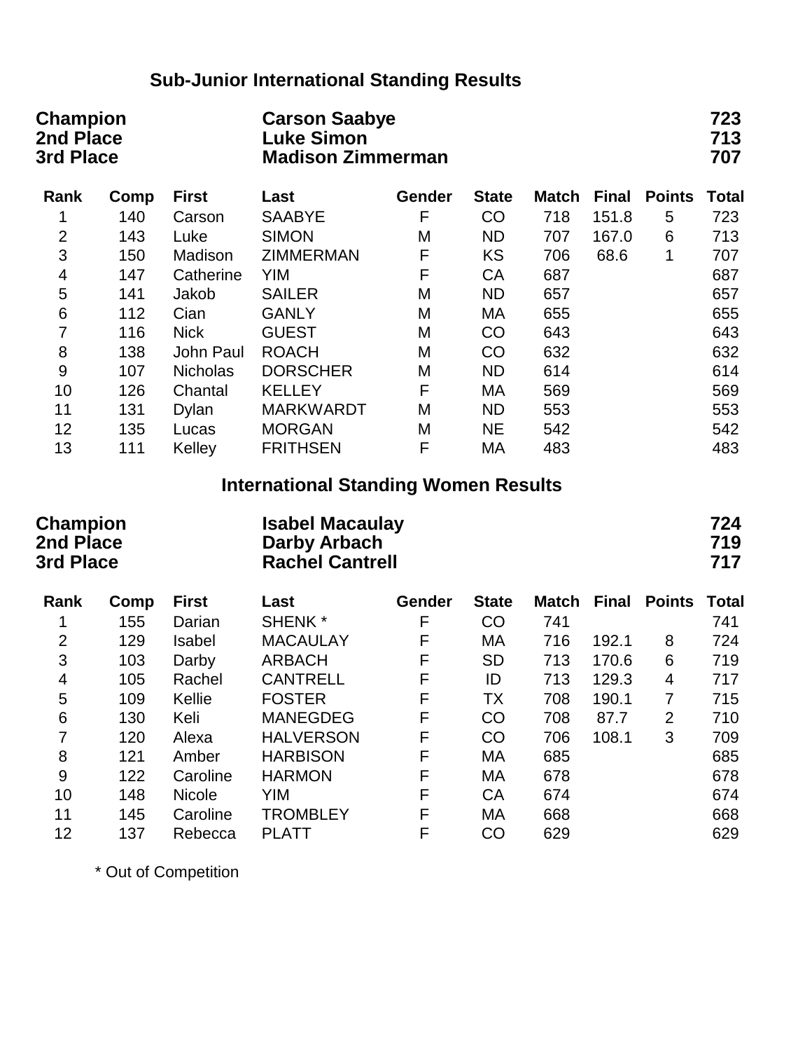## Sub-Junior International Standing Results

| | | |
|---|---|---|
| **Champion** | **Carson Saabye** | **723** |
| **2nd Place** | **Luke Simon** | **713** |
| **3rd Place** | **Madison Zimmerman** | **707** |

| Rank | Comp | First | Last | Gender | State | Match | Final | Points | Total |
|---|---|---|---|---|---|---|---|---|---|
| 1 | 140 | Carson | SAABYE | F | CO | 718 | 151.8 | 5 | 723 |
| 2 | 143 | Luke | SIMON | M | ND | 707 | 167.0 | 6 | 713 |
| 3 | 150 | Madison | ZIMMERMAN | F | KS | 706 | 68.6 | 1 | 707 |
| 4 | 147 | Catherine | YIM | F | CA | 687 | | | 687 |
| 5 | 141 | Jakob | SAILER | M | ND | 657 | | | 657 |
| 6 | 112 | Cian | GANLY | M | MA | 655 | | | 655 |
| 7 | 116 | Nick | GUEST | M | CO | 643 | | | 643 |
| 8 | 138 | John Paul | ROACH | M | CO | 632 | | | 632 |
| 9 | 107 | Nicholas | DORSCHER | M | ND | 614 | | | 614 |
| 10 | 126 | Chantal | KELLEY | F | MA | 569 | | | 569 |
| 11 | 131 | Dylan | MARKWARDT | M | ND | 553 | | | 553 |
| 12 | 135 | Lucas | MORGAN | M | NE | 542 | | | 542 |
| 13 | 111 | Kelley | FRITHSEN | F | MA | 483 | | | 483 |

## International Standing Women Results

| | | |
|---|---|---|
| **Champion** | **Isabel Macaulay** | **724** |
| **2nd Place** | **Darby Arbach** | **719** |
| **3rd Place** | **Rachel Cantrell** | **717** |

| Rank | Comp | First | Last | Gender | State | Match | Final | Points | Total |
|---|---|---|---|---|---|---|---|---|---|
| 1 | 155 | Darian | SHENK * | F | CO | 741 | | | 741 |
| 2 | 129 | Isabel | MACAULAY | F | MA | 716 | 192.1 | 8 | 724 |
| 3 | 103 | Darby | ARBACH | F | SD | 713 | 170.6 | 6 | 719 |
| 4 | 105 | Rachel | CANTRELL | F | ID | 713 | 129.3 | 4 | 717 |
| 5 | 109 | Kellie | FOSTER | F | TX | 708 | 190.1 | 7 | 715 |
| 6 | 130 | Keli | MANEGDEG | F | CO | 708 | 87.7 | 2 | 710 |
| 7 | 120 | Alexa | HALVERSON | F | CO | 706 | 108.1 | 3 | 709 |
| 8 | 121 | Amber | HARBISON | F | MA | 685 | | | 685 |
| 9 | 122 | Caroline | HARMON | F | MA | 678 | | | 678 |
| 10 | 148 | Nicole | YIM | F | CA | 674 | | | 674 |
| 11 | 145 | Caroline | TROMBLEY | F | MA | 668 | | | 668 |
| 12 | 137 | Rebecca | PLATT | F | CO | 629 | | | 629 |

\* Out of Competition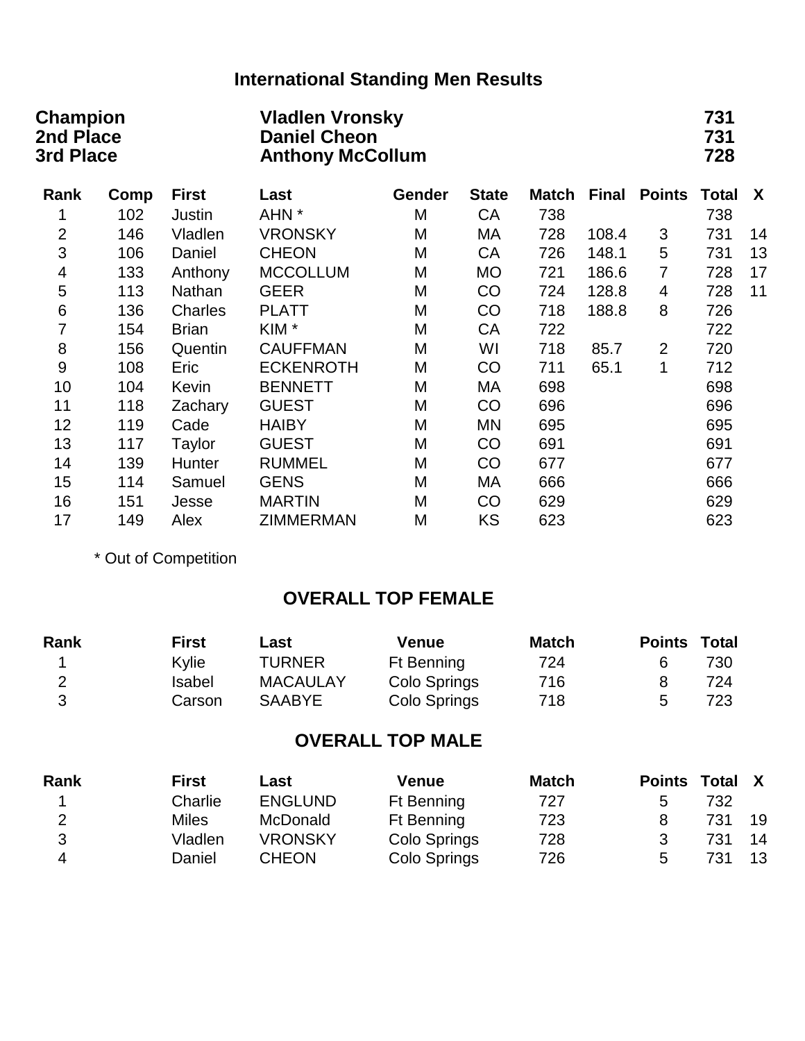## International Standing Men Results

| | | |
|---|---|---|
| **Champion** | **Vladlen Vronsky** | **731** |
| **2nd Place** | **Daniel Cheon** | **731** |
| **3rd Place** | **Anthony McCollum** | **728** |

| Rank | Comp | First | Last | Gender | State | Match | Final | Points | Total | X |
|---|---|---|---|---|---|---|---|---|---|---|
| 1 | 102 | Justin | AHN * | M | CA | 738 | | | 738 | |
| 2 | 146 | Vladlen | VRONSKY | M | MA | 728 | 108.4 | 3 | 731 | 14 |
| 3 | 106 | Daniel | CHEON | M | CA | 726 | 148.1 | 5 | 731 | 13 |
| 4 | 133 | Anthony | MCCOLLUM | M | MO | 721 | 186.6 | 7 | 728 | 17 |
| 5 | 113 | Nathan | GEER | M | CO | 724 | 128.8 | 4 | 728 | 11 |
| 6 | 136 | Charles | PLATT | M | CO | 718 | 188.8 | 8 | 726 | |
| 7 | 154 | Brian | KIM * | M | CA | 722 | | | 722 | |
| 8 | 156 | Quentin | CAUFFMAN | M | WI | 718 | 85.7 | 2 | 720 | |
| 9 | 108 | Eric | ECKENROTH | M | CO | 711 | 65.1 | 1 | 712 | |
| 10 | 104 | Kevin | BENNETT | M | MA | 698 | | | 698 | |
| 11 | 118 | Zachary | GUEST | M | CO | 696 | | | 696 | |
| 12 | 119 | Cade | HAIBY | M | MN | 695 | | | 695 | |
| 13 | 117 | Taylor | GUEST | M | CO | 691 | | | 691 | |
| 14 | 139 | Hunter | RUMMEL | M | CO | 677 | | | 677 | |
| 15 | 114 | Samuel | GENS | M | MA | 666 | | | 666 | |
| 16 | 151 | Jesse | MARTIN | M | CO | 629 | | | 629 | |
| 17 | 149 | Alex | ZIMMERMAN | M | KS | 623 | | | 623 | |

* Out of Competition

## OVERALL TOP FEMALE

| Rank | First | Last | Venue | Match | Points | Total |
|---|---|---|---|---|---|---|
| 1 | Kylie | TURNER | Ft Benning | 724 | 6 | 730 |
| 2 | Isabel | MACAULAY | Colo Springs | 716 | 8 | 724 |
| 3 | Carson | SAABYE | Colo Springs | 718 | 5 | 723 |

## OVERALL TOP MALE

| Rank | First | Last | Venue | Match | Points | Total | X |
|---|---|---|---|---|---|---|---|
| 1 | Charlie | ENGLUND | Ft Benning | 727 | 5 | 732 | |
| 2 | Miles | McDonald | Ft Benning | 723 | 8 | 731 | 19 |
| 3 | Vladlen | VRONSKY | Colo Springs | 728 | 3 | 731 | 14 |
| 4 | Daniel | CHEON | Colo Springs | 726 | 5 | 731 | 13 |